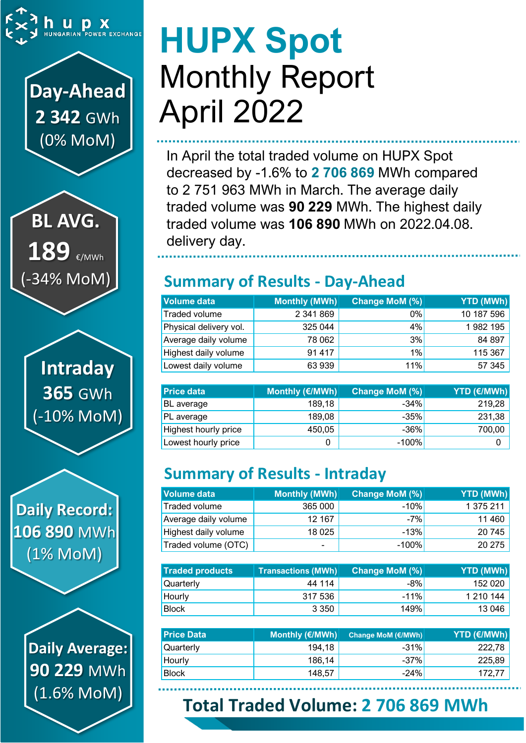hupx HUNGARIAN POWER EXCHANGE

**Day-Ahead**
**2 342** GWh
(0% MoM)

**BL AVG.**
**189** €/MWh
(-34% MoM)

**Intraday**
**365** GWh
(-10% MoM)

**Daily Record:**
**106 890** MWh
(1% MoM)

**Daily Average:**
**90 229** MWh
(1.6% MoM)

# HUPX Spot
# Monthly Report
# April 2022

In April the total traded volume on HUPX Spot decreased by -1.6% to **2 706 869** MWh compared to 2 751 963 MWh in March. The average daily traded volume was **90 229** MWh. The highest daily traded volume was **106 890** MWh on 2022.04.08. delivery day.

## Summary of Results - Day-Ahead

| Volume data | Monthly (MWh) | Change MoM (%) | YTD (MWh) |
|---|---|---|---|
| Traded volume | 2 341 869 | 0% | 10 187 596 |
| Physical delivery vol. | 325 044 | 4% | 1 982 195 |
| Average daily volume | 78 062 | 3% | 84 897 |
| Highest daily volume | 91 417 | 1% | 115 367 |
| Lowest daily volume | 63 939 | 11% | 57 345 |

| Price data | Monthly (€/MWh) | Change MoM (%) | YTD (€/MWh) |
|---|---|---|---|
| BL average | 189,18 | -34% | 219,28 |
| PL average | 189,08 | -35% | 231,38 |
| Highest hourly price | 450,05 | -36% | 700,00 |
| Lowest hourly price | 0 | -100% | 0 |

## Summary of Results - Intraday

| Volume data | Monthly (MWh) | Change MoM (%) | YTD (MWh) |
|---|---|---|---|
| Traded volume | 365 000 | -10% | 1 375 211 |
| Average daily volume | 12 167 | -7% | 11 460 |
| Highest daily volume | 18 025 | -13% | 20 745 |
| Traded volume (OTC) | - | -100% | 20 275 |

| Traded products | Transactions (MWh) | Change MoM (%) | YTD (MWh) |
|---|---|---|---|
| Quarterly | 44 114 | -8% | 152 020 |
| Hourly | 317 536 | -11% | 1 210 144 |
| Block | 3 350 | 149% | 13 046 |

| Price Data | Monthly (€/MWh) | Change MoM (€/MWh) | YTD (€/MWh) |
|---|---|---|---|
| Quarterly | 194,18 | -31% | 222,78 |
| Hourly | 186,14 | -37% | 225,89 |
| Block | 148,57 | -24% | 172,77 |

## Total Traded Volume: 2 706 869 MWh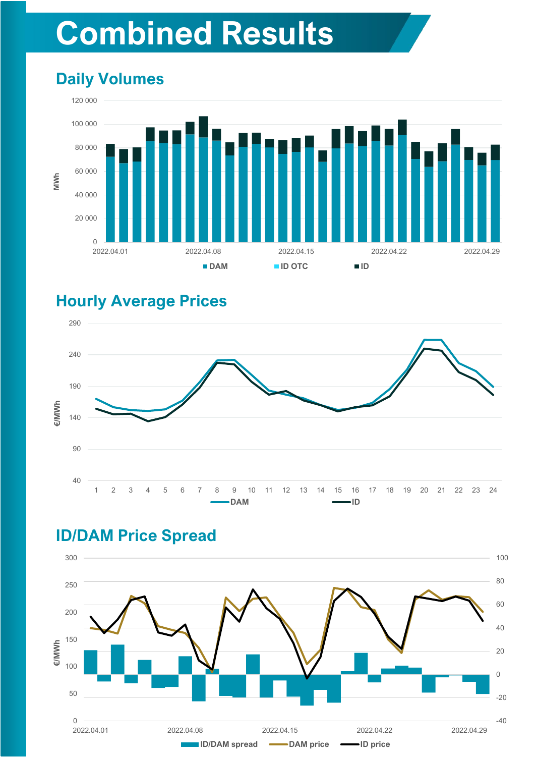# Combined Results

## Daily Volumes

MWh

120 000
100 000
80 000
60 000
40 000
20 000
0

2022.04.01 2022.04.08 2022.04.15 2022.04.22 2022.04.29

DAM ID OTC ID

## Hourly Average Prices

€/MWh

290
240
190
140
90
40

1 2 3 4 5 6 7 8 9 10 11 12 13 14 15 16 17 18 19 20 21 22 23 24

DAM ID

## ID/DAM Price Spread

€/MWh

300
250
200
150
100
50
0

100
80
60
40
20
0
-20
-40

2022.04.01 2022.04.08 2022.04.15 2022.04.22 2022.04.29

ID/DAM spread DAM price ID price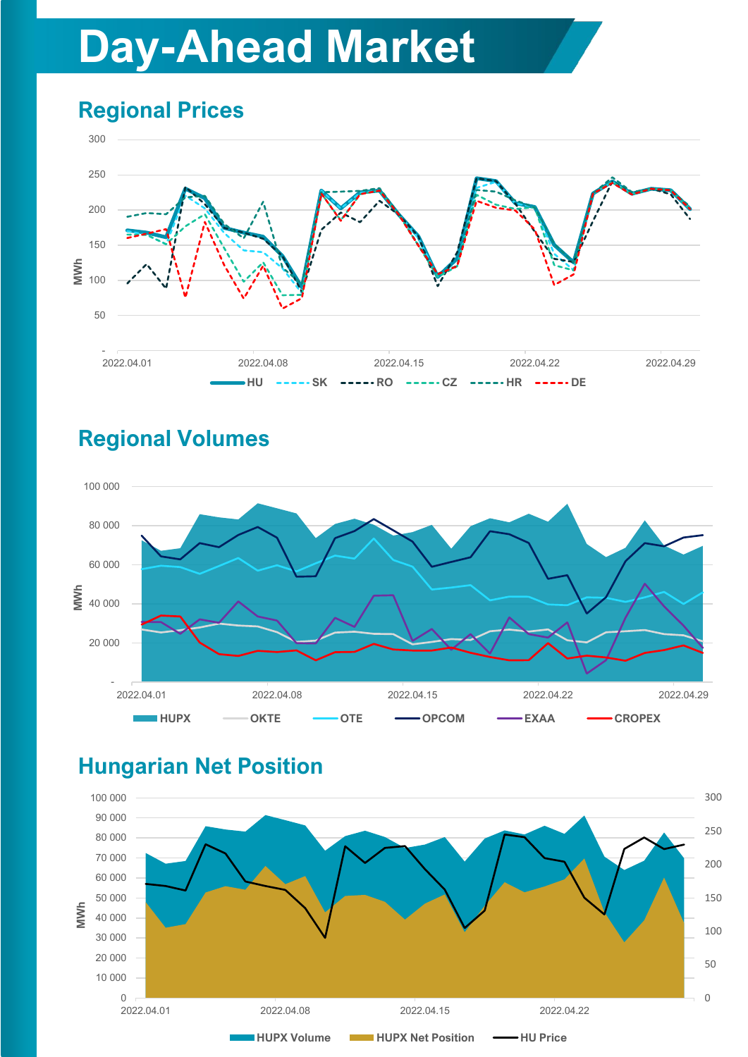# Day-Ahead Market

## Regional Prices

## Regional Volumes

## Hungarian Net Position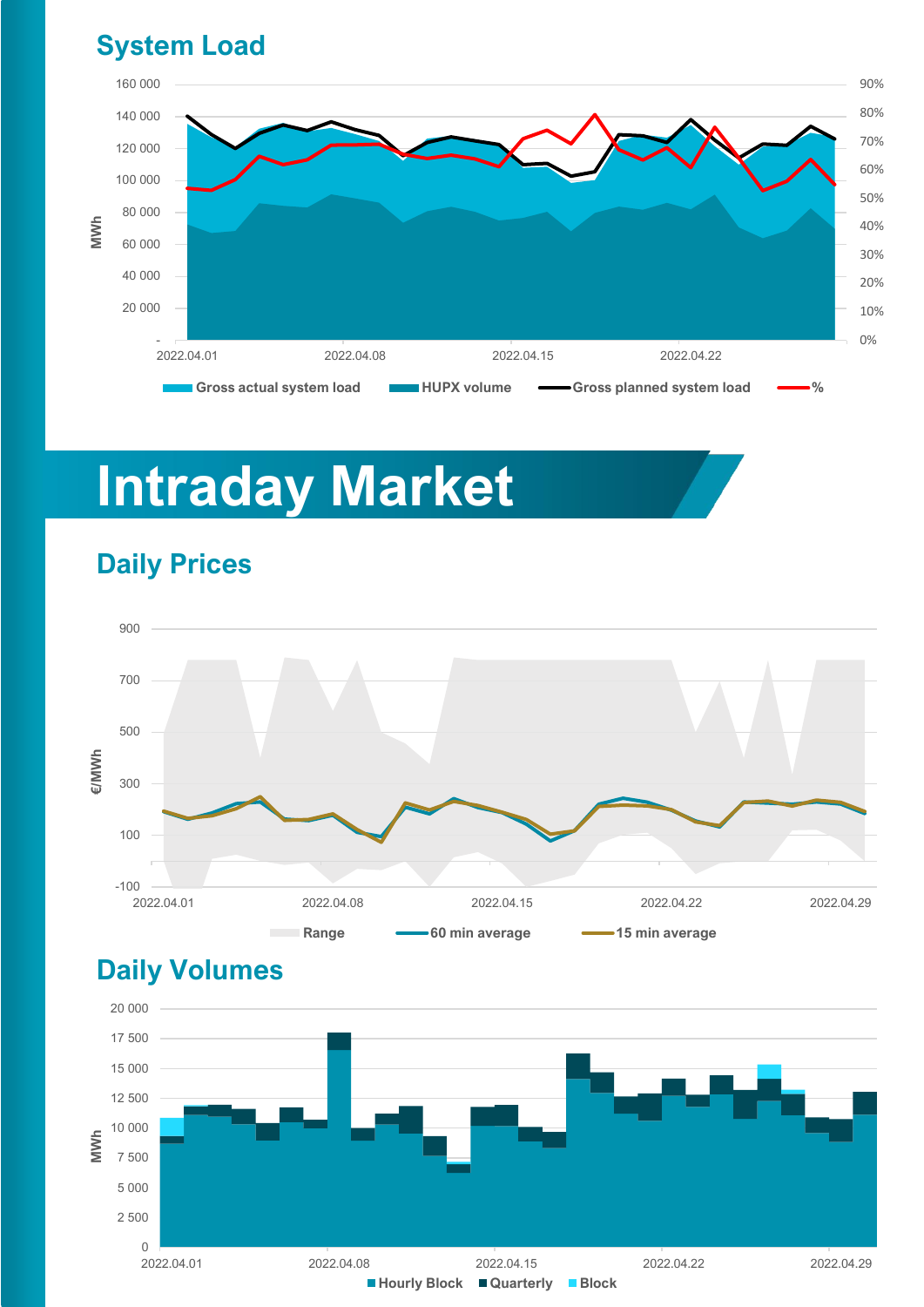## System Load

## Intraday Market

## Daily Prices

## Daily Volumes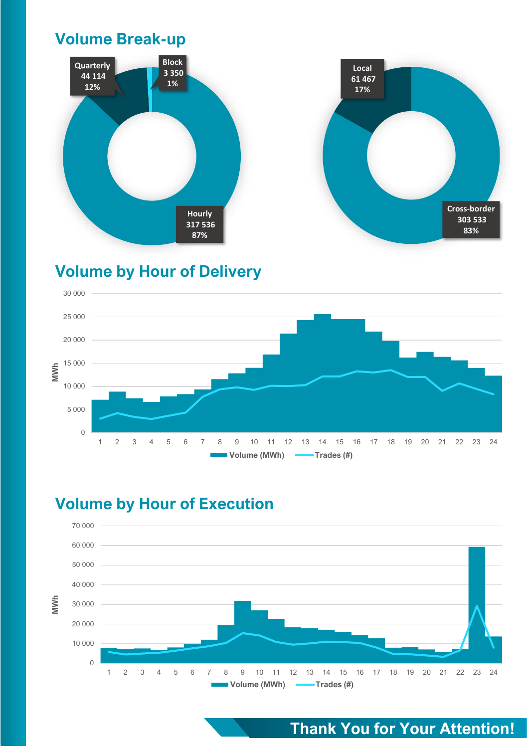## Volume Break-up

Quarterly
44 114
12%

Block
3 350
1%

Hourly
317 536
87%

Local
61 467
17%

Cross-border
303 533
83%

## Volume by Hour of Delivery

MWh

30 000
25 000
20 000
15 000
10 000
5 000
0

1 2 3 4 5 6 7 8 9 10 11 12 13 14 15 16 17 18 19 20 21 22 23 24

Volume (MWh) Trades (#)

## Volume by Hour of Execution

MWh

70 000
60 000
50 000
40 000
30 000
20 000
10 000
0

1 2 3 4 5 6 7 8 9 10 11 12 13 14 15 16 17 18 19 20 21 22 23 24

Volume (MWh) Trades (#)

**Thank You for Your Attention!**